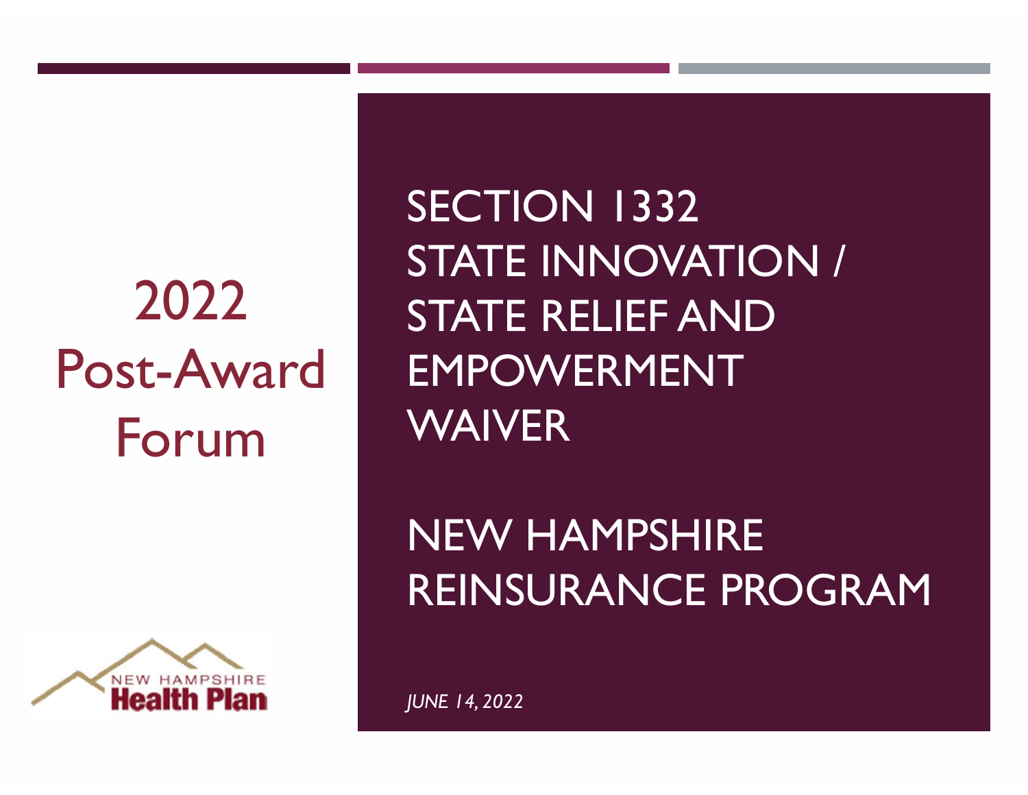# 2022 Post-Award Forum

# SECTION 1332 STATE INNOVATION / STATE RELIEF AND EMPOWERMENT WAIVER

# NEW HAMPSHIRE REINSURANCE PROGRAM

NEW HAMPSHIRE Health Plan

*JUNE 14, 2022*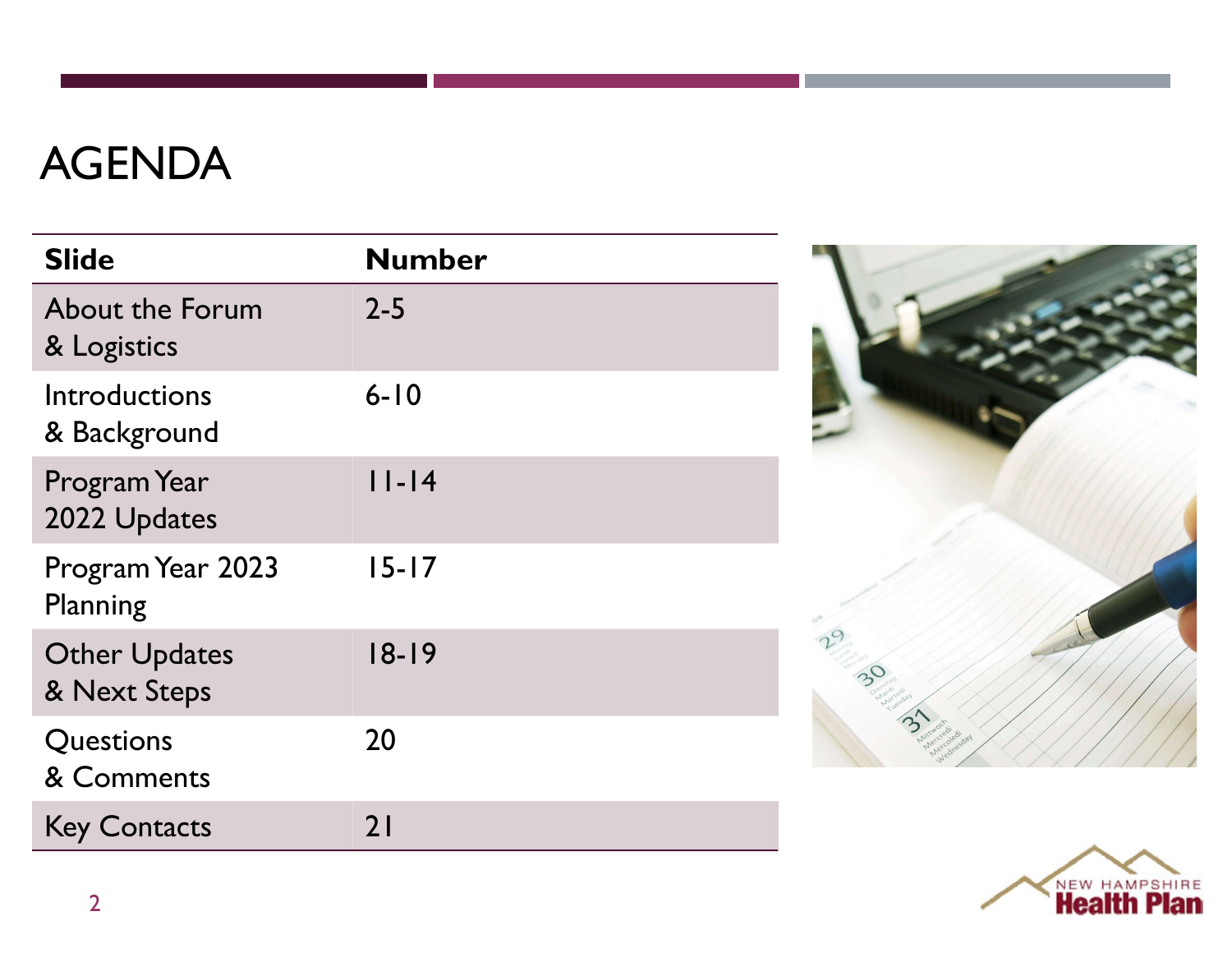# AGENDA

| Slide | Number |
|---|---|
| About the Forum & Logistics | 2-5 |
| Introductions & Background | 6-10 |
| Program Year 2022 Updates | 11-14 |
| Program Year 2023 Planning | 15-17 |
| Other Updates & Next Steps | 18-19 |
| Questions & Comments | 20 |
| Key Contacts | 21 |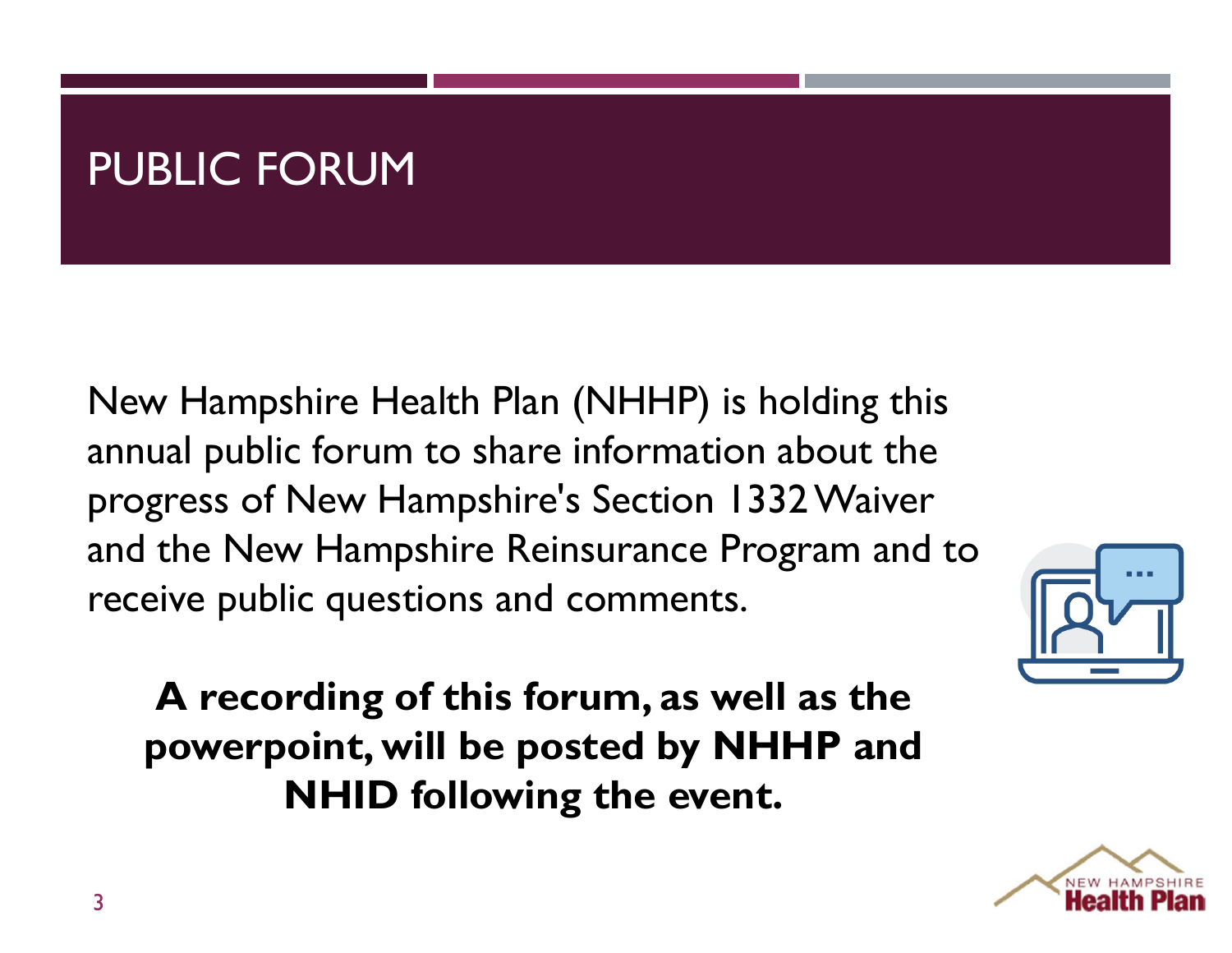# PUBLIC FORUM

New Hampshire Health Plan (NHHP) is holding this annual public forum to share information about the progress of New Hampshire's Section 1332 Waiver and the New Hampshire Reinsurance Program and to receive public questions and comments.

**A recording of this forum, as well as the powerpoint, will be posted by NHHP and NHID following the event.**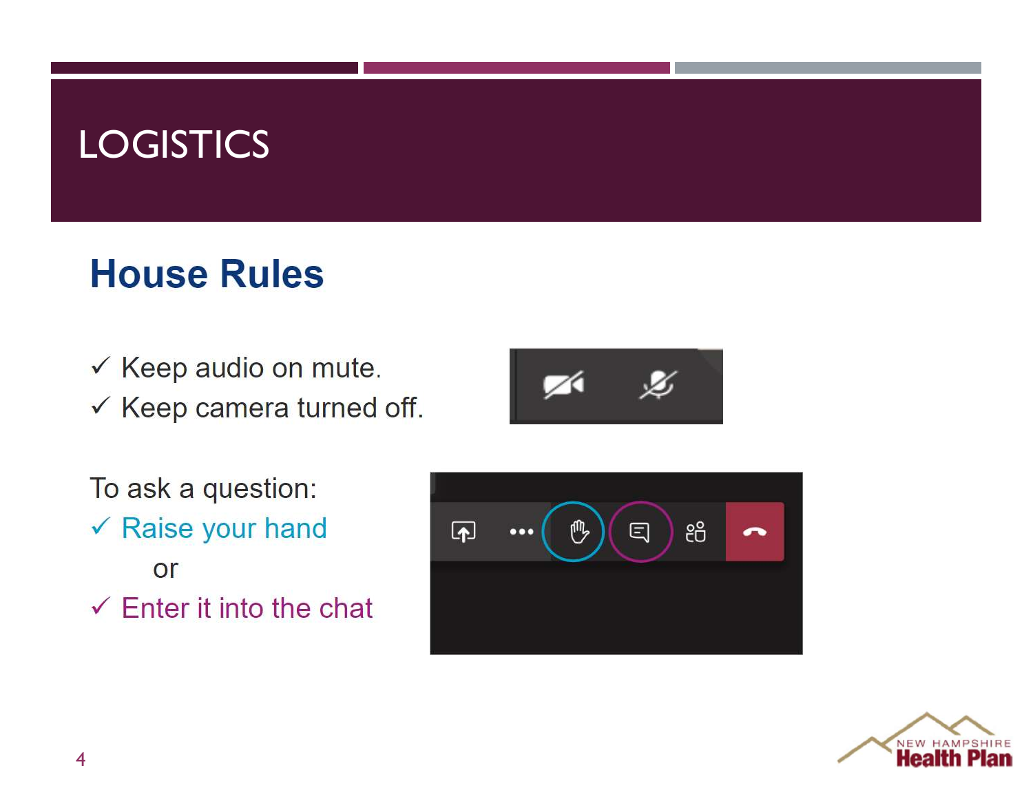# LOGISTICS

## House Rules

- ✓ Keep audio on mute.
- ✓ Keep camera turned off.

To ask a question:

- ✓ Raise your hand

  or

- ✓ Enter it into the chat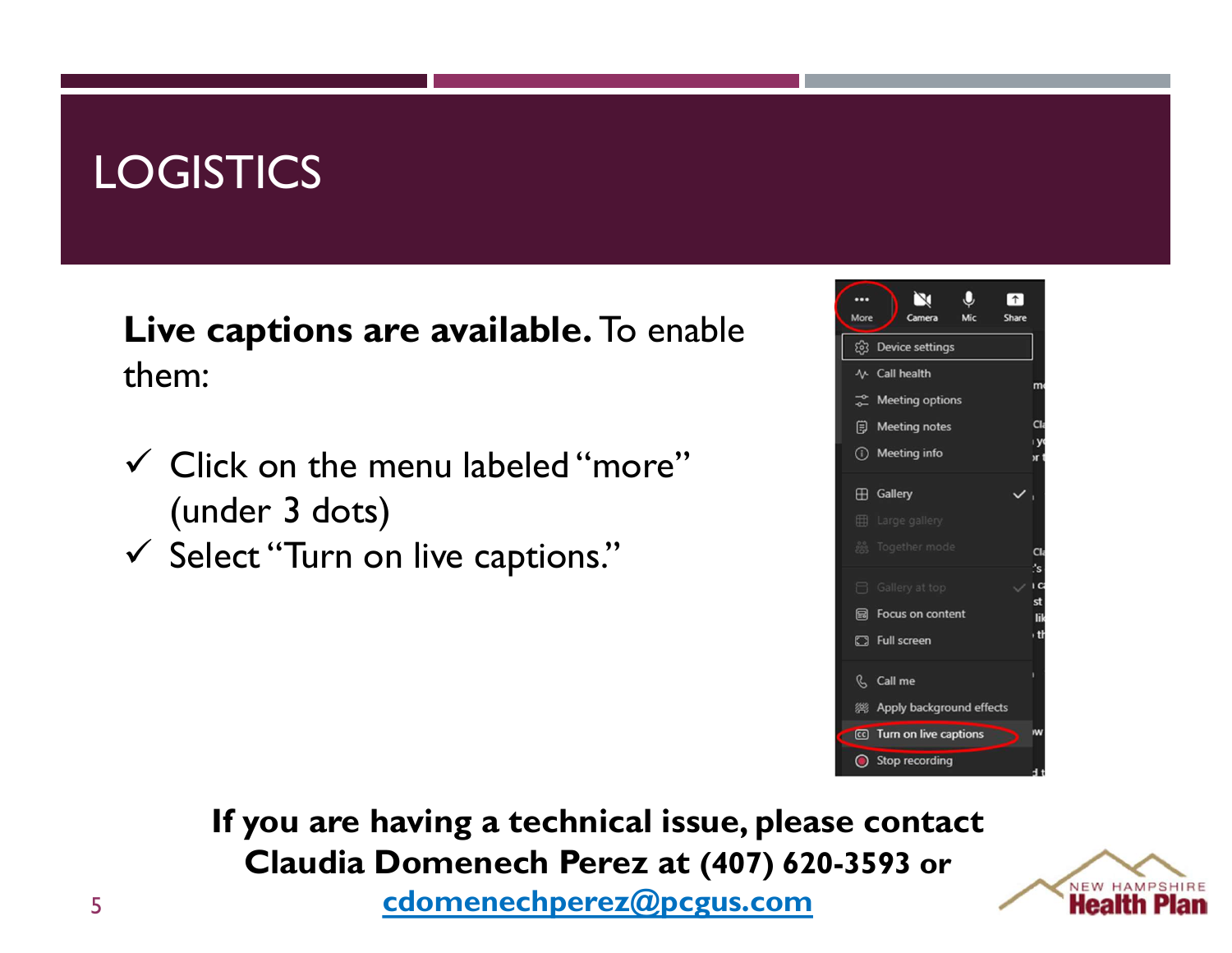# LOGISTICS

**Live captions are available.** To enable them:

- ✓ Click on the menu labeled "more" (under 3 dots)
- ✓ Select "Turn on live captions."

**If you are having a technical issue, please contact Claudia Domenech Perez at (407) 620-3593 or [cdomenechperez@pcgus.com](mailto:cdomenechperez@pcgus.com)**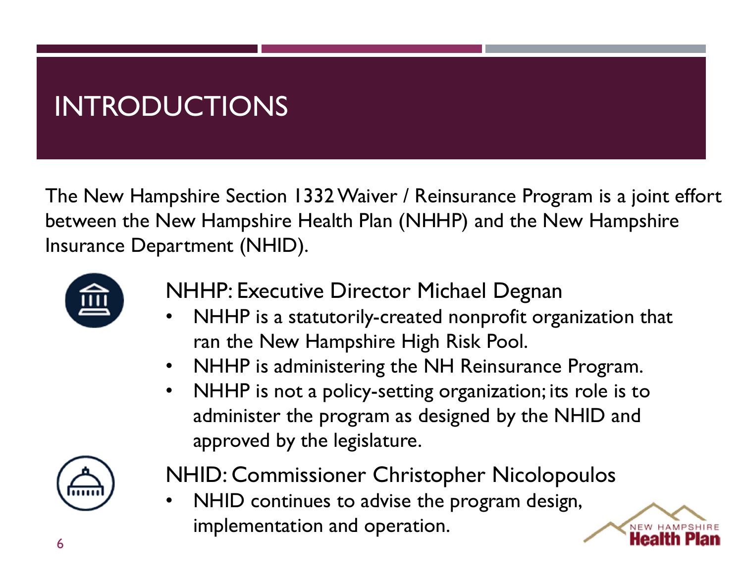# INTRODUCTIONS

The New Hampshire Section 1332 Waiver / Reinsurance Program is a joint effort between the New Hampshire Health Plan (NHHP) and the New Hampshire Insurance Department (NHID).

## NHHP: Executive Director Michael Degnan

- NHHP is a statutorily-created nonprofit organization that ran the New Hampshire High Risk Pool.
- NHHP is administering the NH Reinsurance Program.
- NHHP is not a policy-setting organization; its role is to administer the program as designed by the NHID and approved by the legislature.

## NHID: Commissioner Christopher Nicolopoulos

- NHID continues to advise the program design, implementation and operation.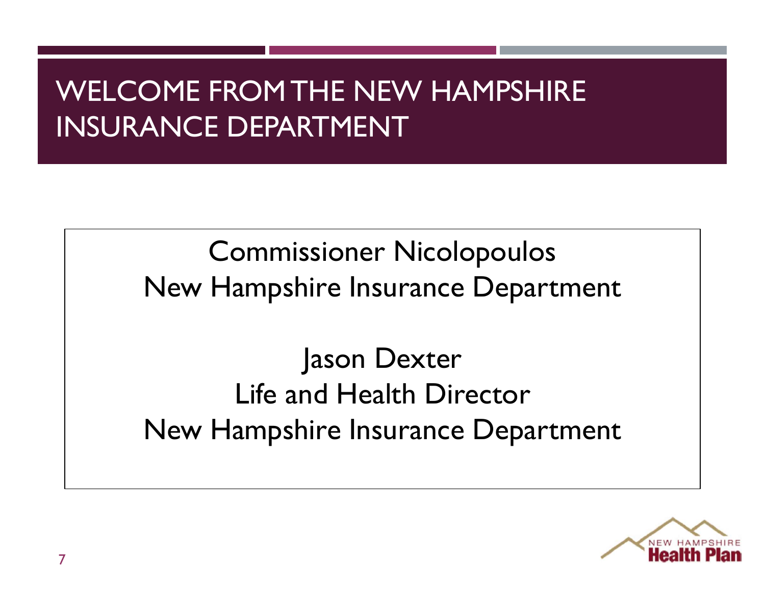# WELCOME FROM THE NEW HAMPSHIRE INSURANCE DEPARTMENT

Commissioner Nicolopoulos
New Hampshire Insurance Department

Jason Dexter
Life and Health Director
New Hampshire Insurance Department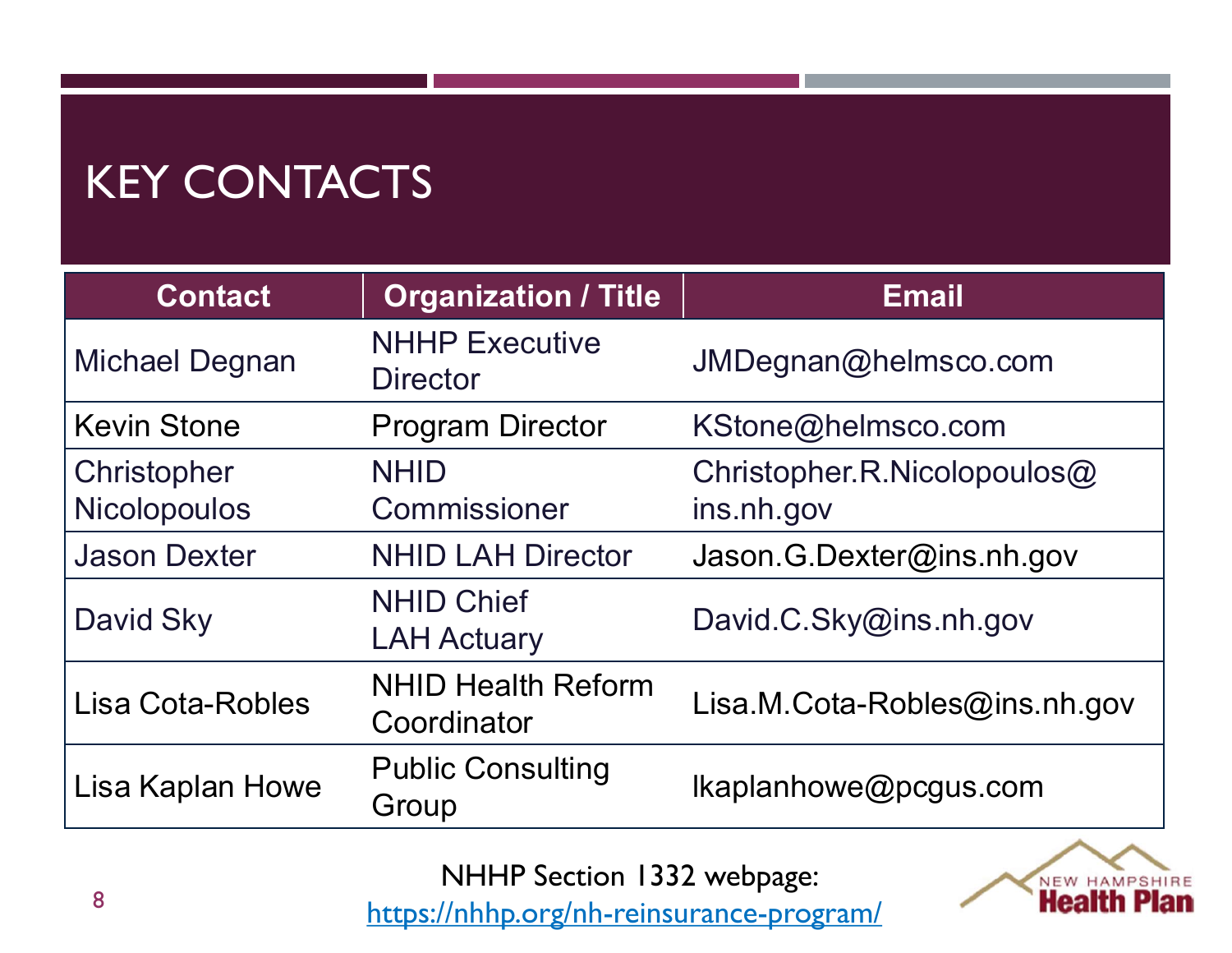# KEY CONTACTS

| Contact | Organization / Title | Email |
|---|---|---|
| Michael Degnan | NHHP Executive Director | JMDegnan@helmsco.com |
| Kevin Stone | Program Director | KStone@helmsco.com |
| Christopher Nicolopoulos | NHID Commissioner | Christopher.R.Nicolopoulos@ins.nh.gov |
| Jason Dexter | NHID LAH Director | Jason.G.Dexter@ins.nh.gov |
| David Sky | NHID Chief LAH Actuary | David.C.Sky@ins.nh.gov |
| Lisa Cota-Robles | NHID Health Reform Coordinator | Lisa.M.Cota-Robles@ins.nh.gov |
| Lisa Kaplan Howe | Public Consulting Group | lkaplanhowe@pcgus.com |

NHHP Section 1332 webpage:
https://nhhp.org/nh-reinsurance-program/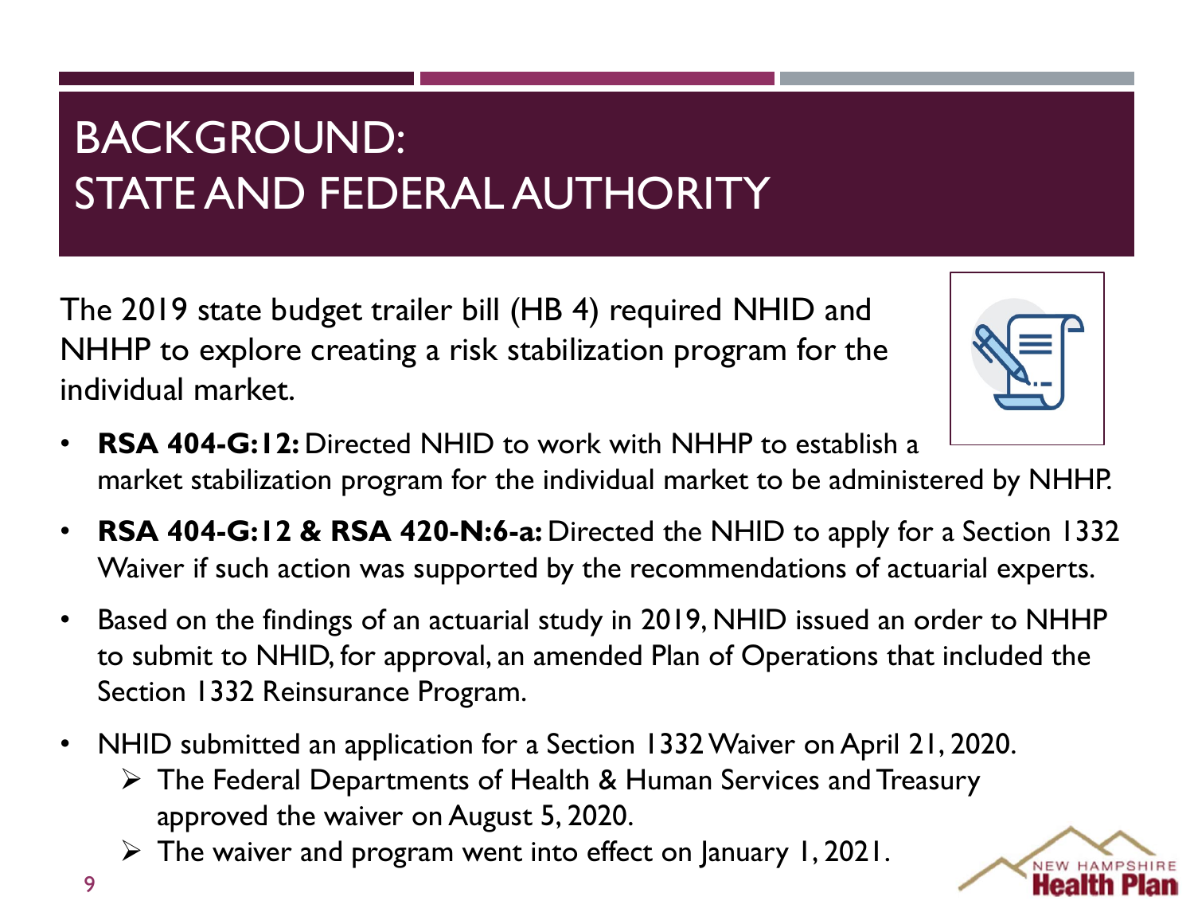# BACKGROUND: STATE AND FEDERAL AUTHORITY

The 2019 state budget trailer bill (HB 4) required NHID and NHHP to explore creating a risk stabilization program for the individual market.

- **RSA 404-G:12:** Directed NHID to work with NHHP to establish a market stabilization program for the individual market to be administered by NHHP.
- **RSA 404-G:12 & RSA 420-N:6-a:** Directed the NHID to apply for a Section 1332 Waiver if such action was supported by the recommendations of actuarial experts.
- Based on the findings of an actuarial study in 2019, NHID issued an order to NHHP to submit to NHID, for approval, an amended Plan of Operations that included the Section 1332 Reinsurance Program.
- NHID submitted an application for a Section 1332 Waiver on April 21, 2020.
  - The Federal Departments of Health & Human Services and Treasury approved the waiver on August 5, 2020.
  - The waiver and program went into effect on January 1, 2021.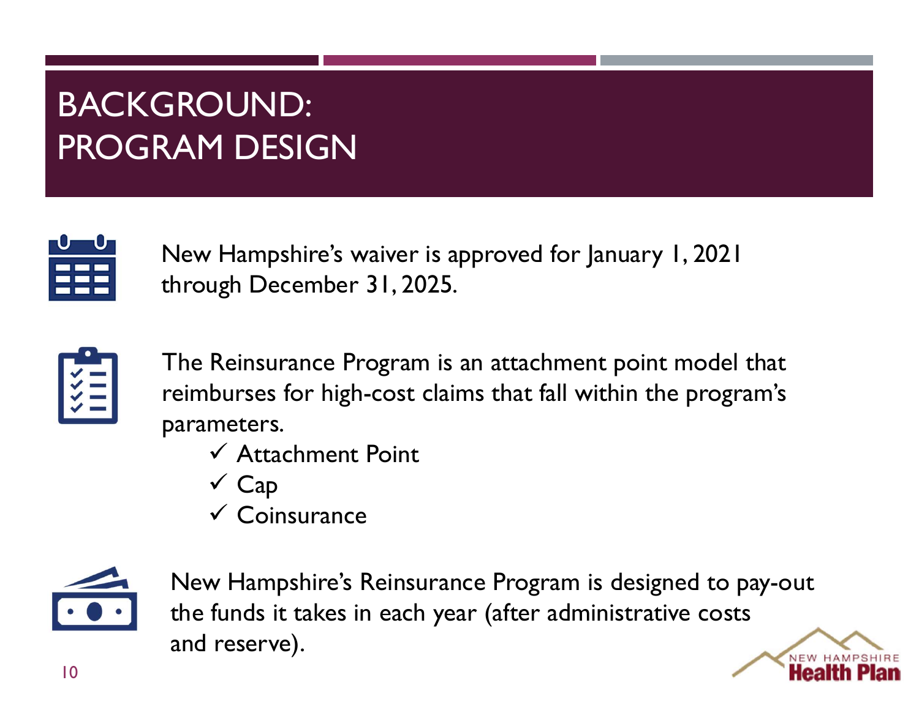# BACKGROUND: PROGRAM DESIGN

New Hampshire's waiver is approved for January 1, 2021 through December 31, 2025.

The Reinsurance Program is an attachment point model that reimburses for high-cost claims that fall within the program's parameters.

- ✓ Attachment Point
- ✓ Cap
- ✓ Coinsurance

New Hampshire's Reinsurance Program is designed to pay-out the funds it takes in each year (after administrative costs and reserve).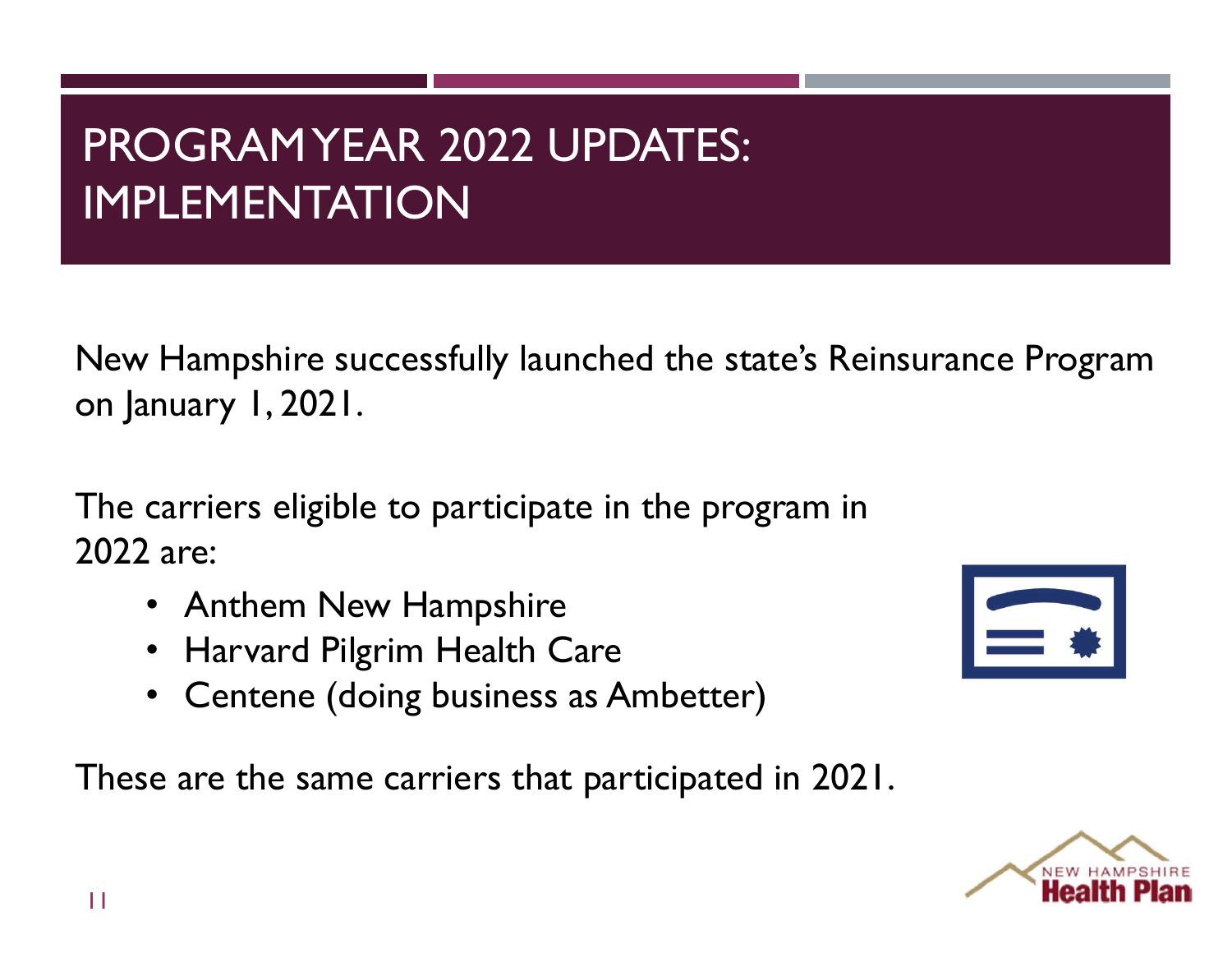# PROGRAM YEAR 2022 UPDATES: IMPLEMENTATION

New Hampshire successfully launched the state's Reinsurance Program on January 1, 2021.

The carriers eligible to participate in the program in 2022 are:

- Anthem New Hampshire
- Harvard Pilgrim Health Care
- Centene (doing business as Ambetter)

These are the same carriers that participated in 2021.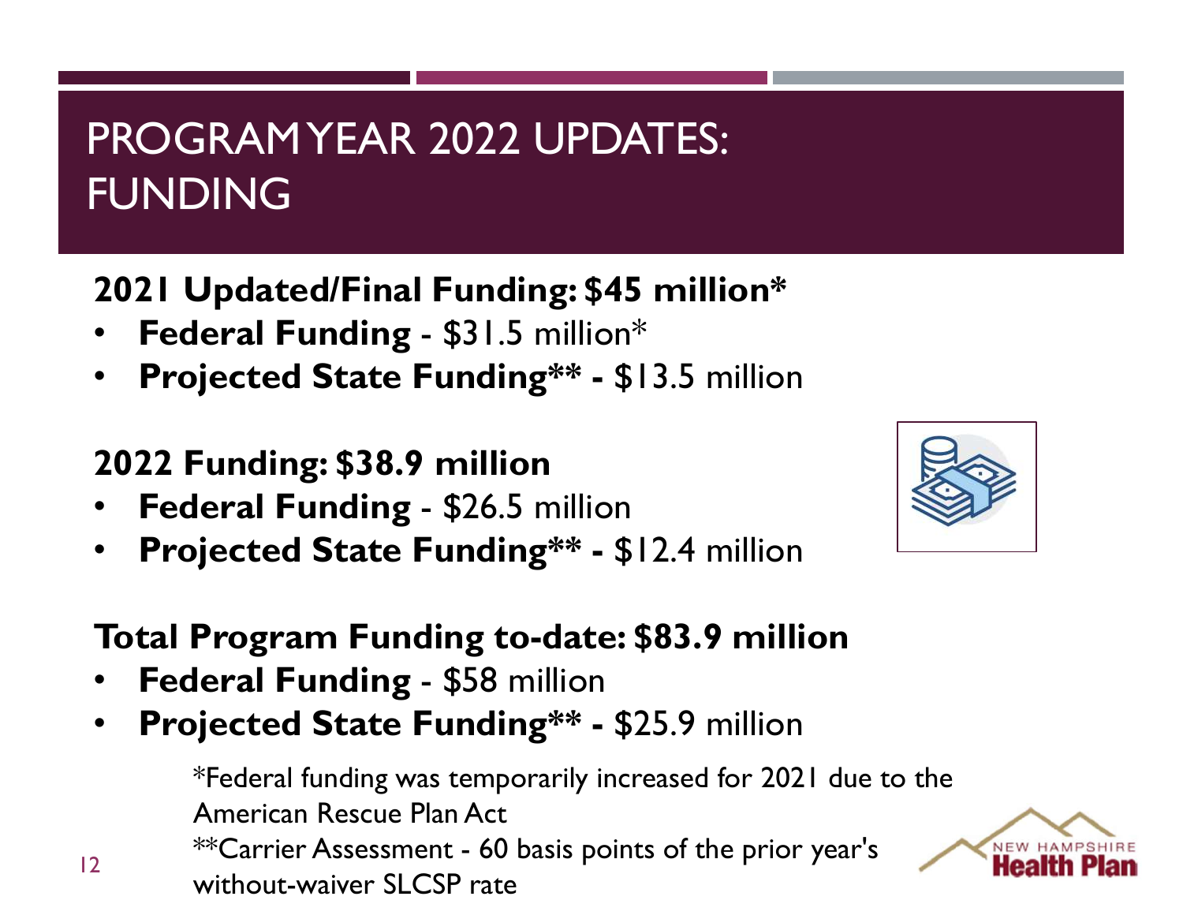# PROGRAM YEAR 2022 UPDATES: FUNDING

**2021 Updated/Final Funding: $45 million***

- **Federal Funding** - $31.5 million*
- **Projected State Funding** ** - $13.5 million

**2022 Funding: $38.9 million**

- **Federal Funding** - $26.5 million
- **Projected State Funding** ** - $12.4 million

**Total Program Funding to-date: $83.9 million**

- **Federal Funding** - $58 million
- **Projected State Funding** ** - $25.9 million

*Federal funding was temporarily increased for 2021 due to the American Rescue Plan Act

**Carrier Assessment - 60 basis points of the prior year's without-waiver SLCSP rate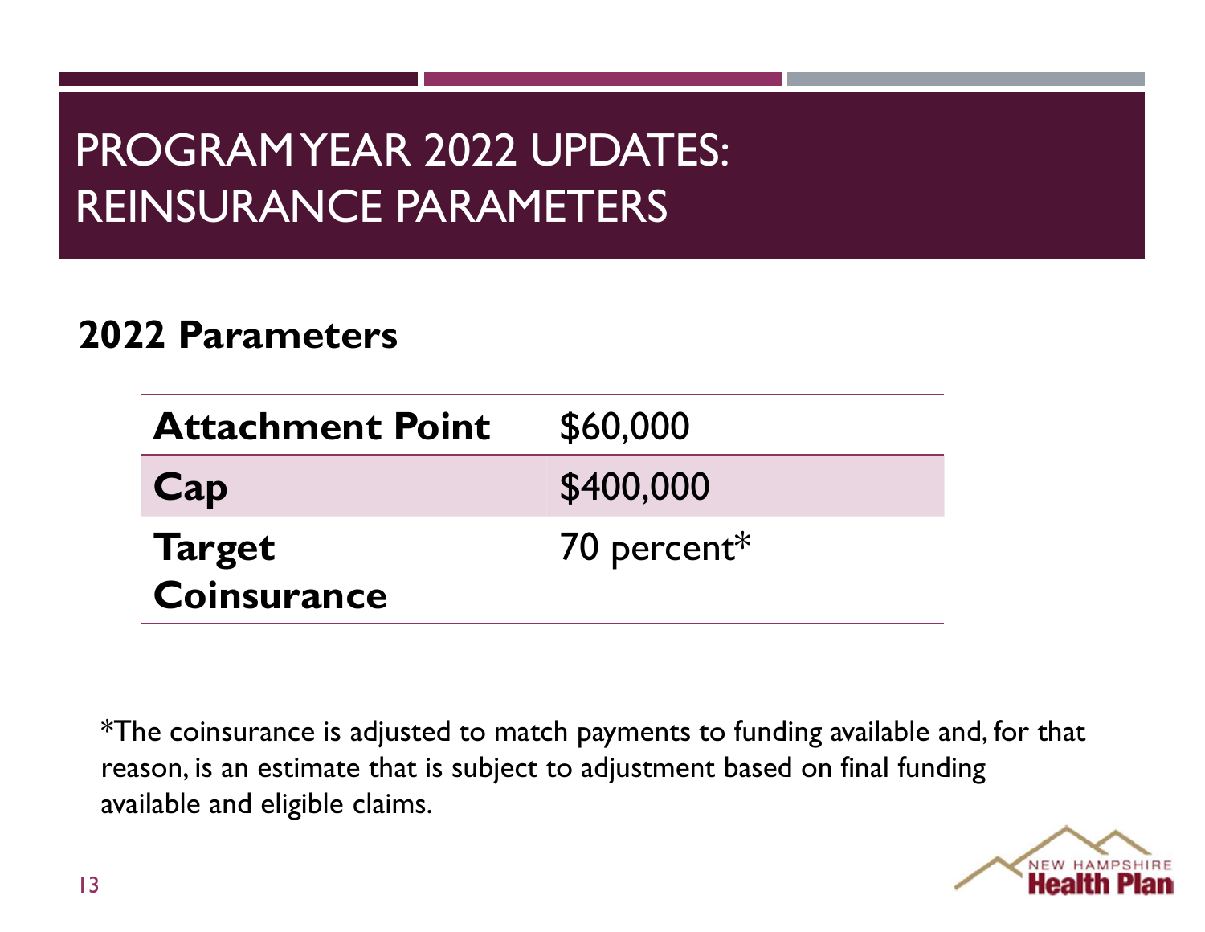# PROGRAM YEAR 2022 UPDATES: REINSURANCE PARAMETERS

## 2022 Parameters

| | |
|---|---|
| **Attachment Point** | $60,000 |
| **Cap** | $400,000 |
| **Target Coinsurance** | 70 percent* |

*The coinsurance is adjusted to match payments to funding available and, for that reason, is an estimate that is subject to adjustment based on final funding available and eligible claims.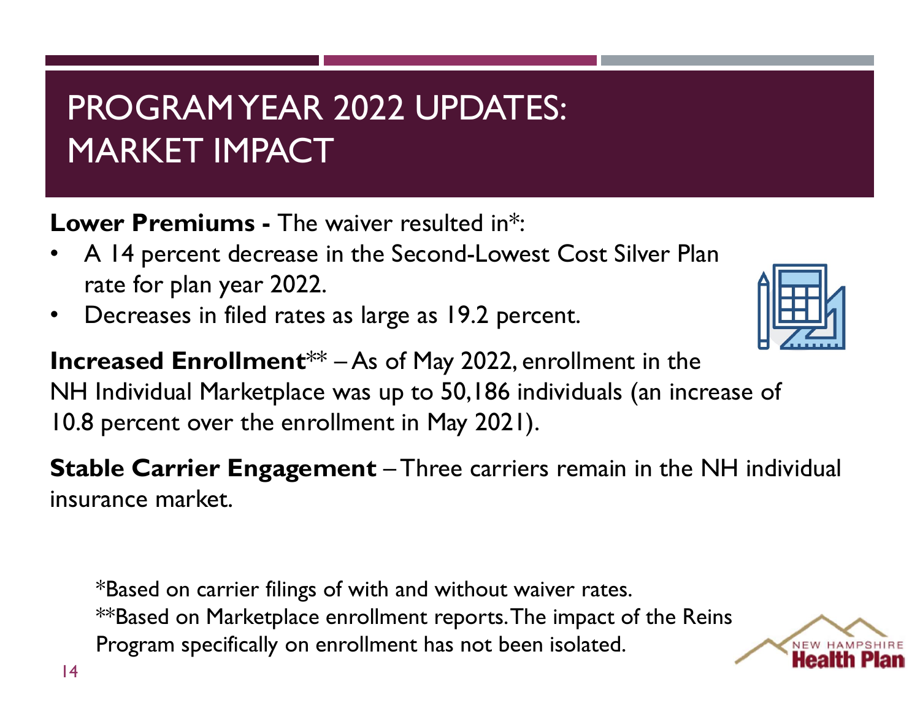# PROGRAM YEAR 2022 UPDATES: MARKET IMPACT

**Lower Premiums -** The waiver resulted in*:

- A 14 percent decrease in the Second-Lowest Cost Silver Plan rate for plan year 2022.
- Decreases in filed rates as large as 19.2 percent.

**Increased Enrollment**** – As of May 2022, enrollment in the NH Individual Marketplace was up to 50,186 individuals (an increase of 10.8 percent over the enrollment in May 2021).

**Stable Carrier Engagement** – Three carriers remain in the NH individual insurance market.

*Based on carrier filings of with and without waiver rates.
**Based on Marketplace enrollment reports. The impact of the Reins Program specifically on enrollment has not been isolated.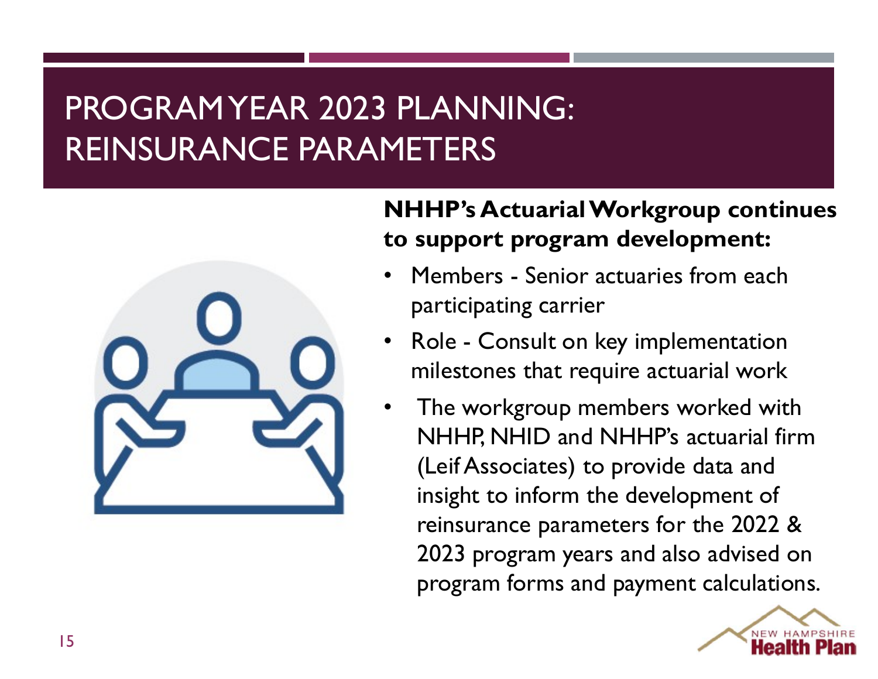# PROGRAM YEAR 2023 PLANNING: REINSURANCE PARAMETERS

**NHHP's Actuarial Workgroup continues to support program development:**

- Members - Senior actuaries from each participating carrier
- Role - Consult on key implementation milestones that require actuarial work
- The workgroup members worked with NHHP, NHID and NHHP's actuarial firm (Leif Associates) to provide data and insight to inform the development of reinsurance parameters for the 2022 & 2023 program years and also advised on program forms and payment calculations.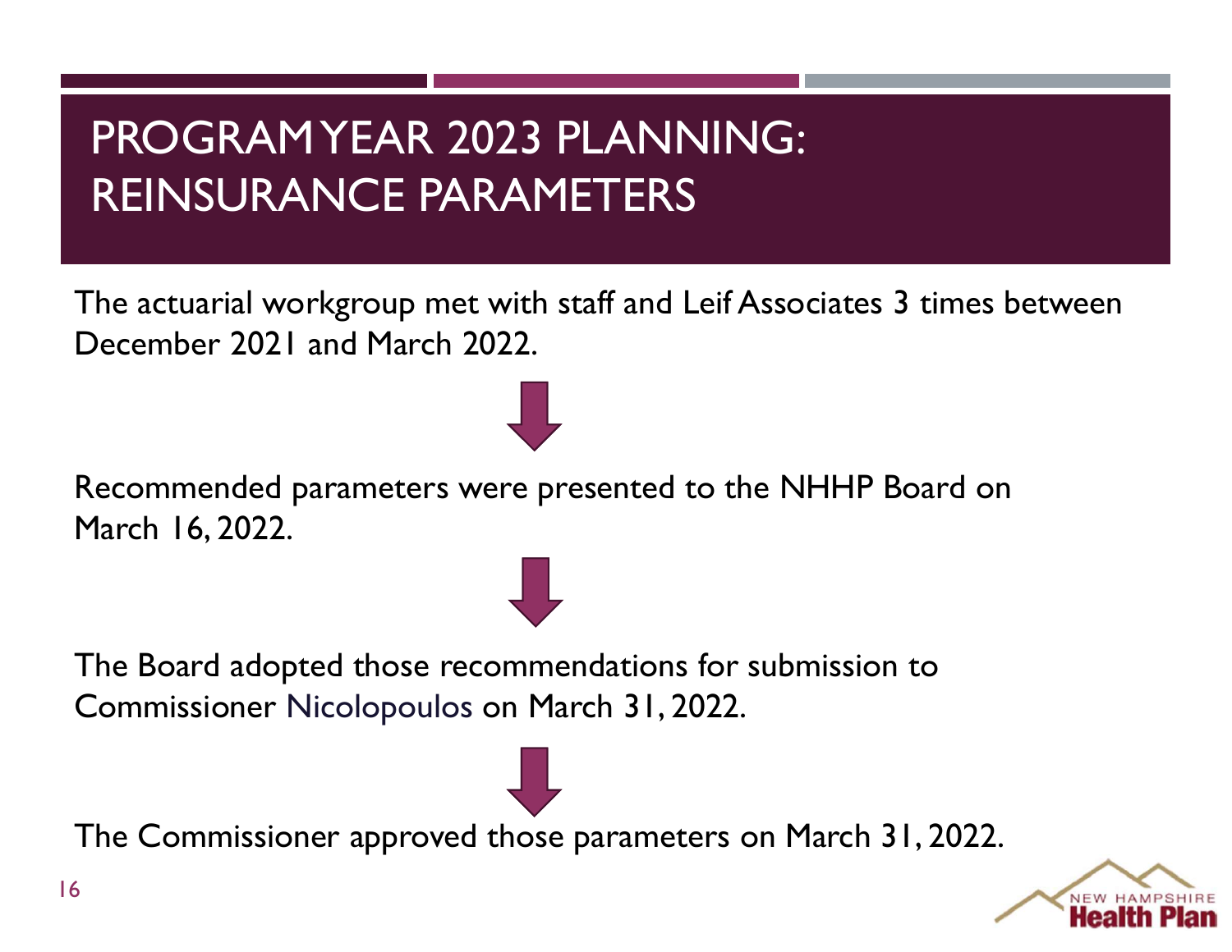# PROGRAM YEAR 2023 PLANNING: REINSURANCE PARAMETERS

The actuarial workgroup met with staff and Leif Associates 3 times between December 2021 and March 2022.

↓

Recommended parameters were presented to the NHHP Board on March 16, 2022.

↓

The Board adopted those recommendations for submission to Commissioner Nicolopoulos on March 31, 2022.

↓

The Commissioner approved those parameters on March 31, 2022.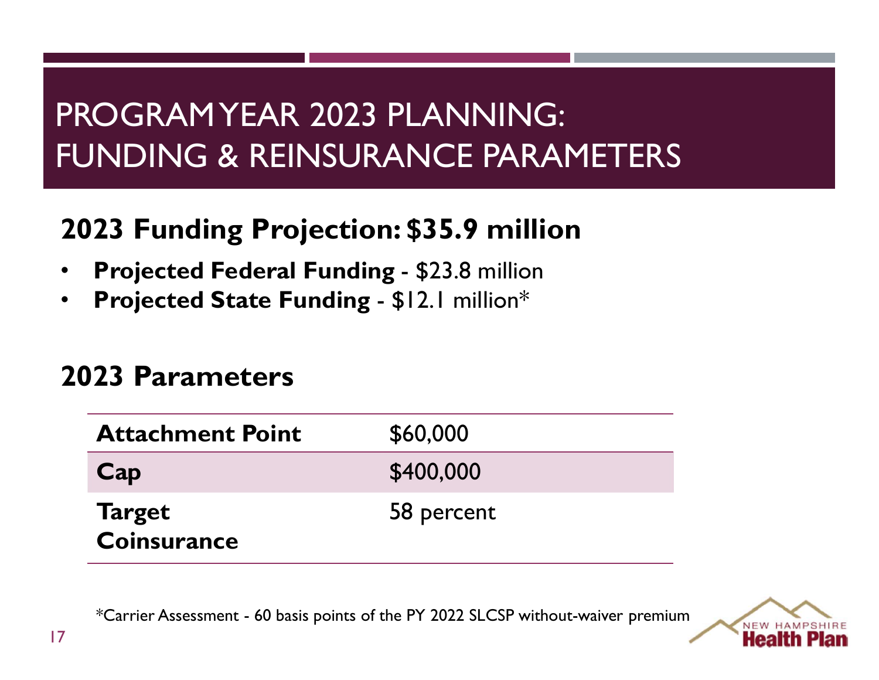# PROGRAM YEAR 2023 PLANNING: FUNDING & REINSURANCE PARAMETERS

## 2023 Funding Projection: $35.9 million

- **Projected Federal Funding** - $23.8 million
- **Projected State Funding** - $12.1 million*

## 2023 Parameters

| | |
|---|---|
| **Attachment Point** | $60,000 |
| **Cap** | $400,000 |
| **Target Coinsurance** | 58 percent |

*Carrier Assessment - 60 basis points of the PY 2022 SLCSP without-waiver premium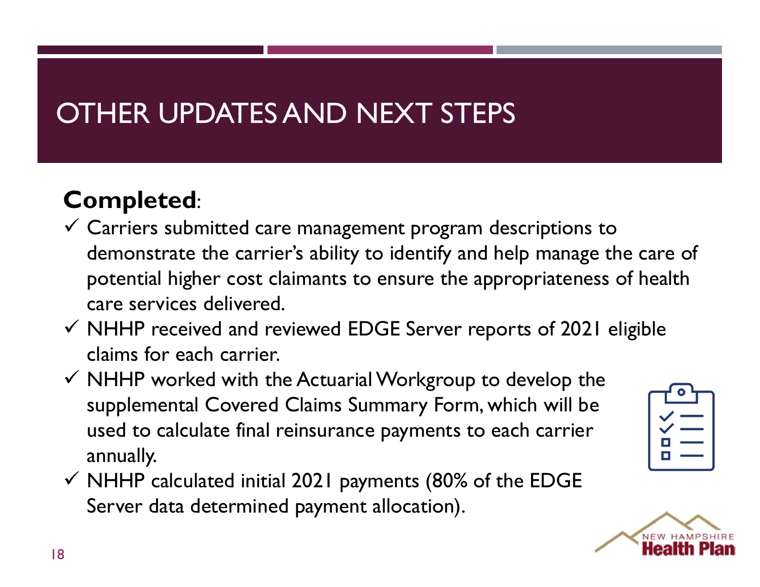# OTHER UPDATES AND NEXT STEPS

**Completed**:

- ✓ Carriers submitted care management program descriptions to demonstrate the carrier's ability to identify and help manage the care of potential higher cost claimants to ensure the appropriateness of health care services delivered.
- ✓ NHHP received and reviewed EDGE Server reports of 2021 eligible claims for each carrier.
- ✓ NHHP worked with the Actuarial Workgroup to develop the supplemental Covered Claims Summary Form, which will be used to calculate final reinsurance payments to each carrier annually.
- ✓ NHHP calculated initial 2021 payments (80% of the EDGE Server data determined payment allocation).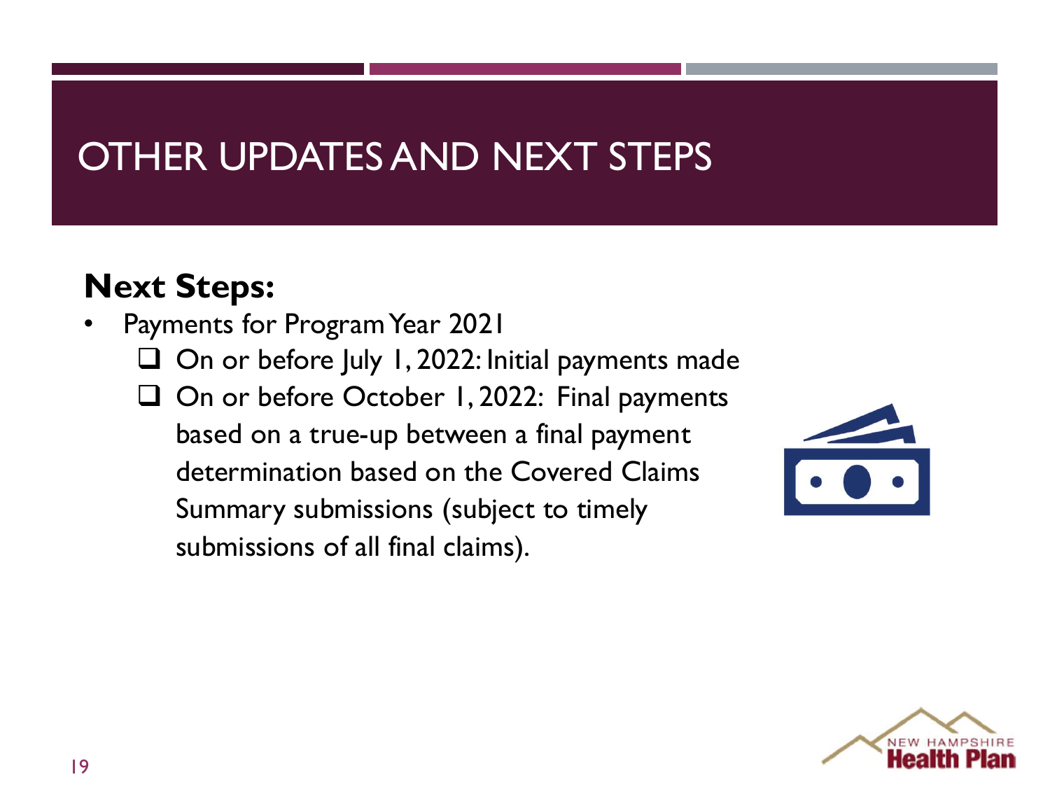# OTHER UPDATES AND NEXT STEPS

**Next Steps:**

- Payments for Program Year 2021
  - On or before July 1, 2022: Initial payments made
  - On or before October 1, 2022: Final payments based on a true-up between a final payment determination based on the Covered Claims Summary submissions (subject to timely submissions of all final claims).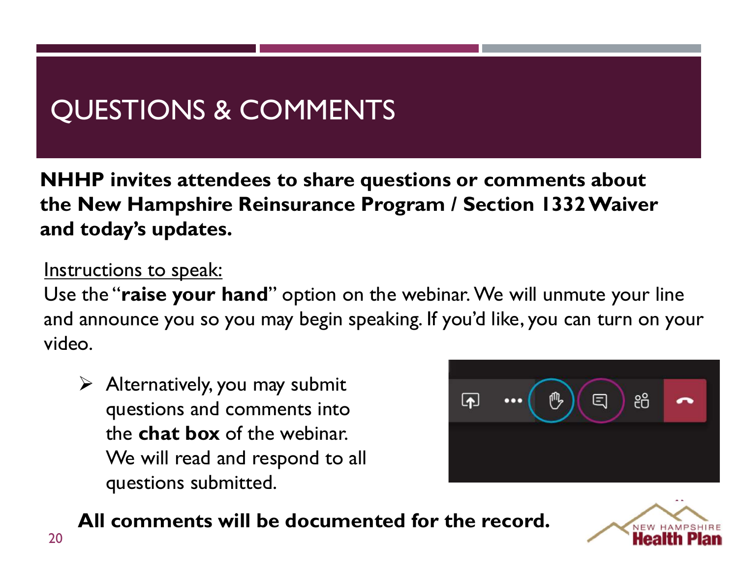# QUESTIONS & COMMENTS

**NHHP invites attendees to share questions or comments about the New Hampshire Reinsurance Program / Section 1332 Waiver and today's updates.**

Instructions to speak:

Use the "**raise your hand**" option on the webinar. We will unmute your line and announce you so you may begin speaking. If you'd like, you can turn on your video.

- Alternatively, you may submit questions and comments into the **chat box** of the webinar. We will read and respond to all questions submitted.

**All comments will be documented for the record.**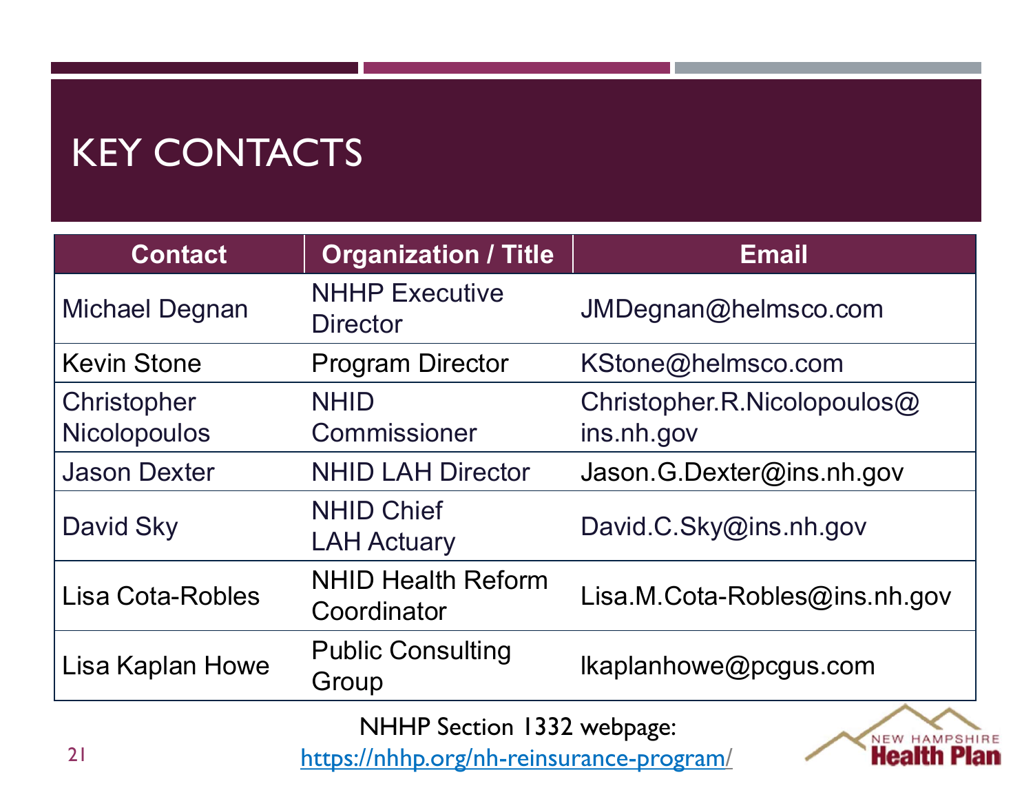# KEY CONTACTS

| Contact | Organization / Title | Email |
| --- | --- | --- |
| Michael Degnan | NHHP Executive Director | JMDegnan@helmsco.com |
| Kevin Stone | Program Director | KStone@helmsco.com |
| Christopher Nicolopoulos | NHID Commissioner | Christopher.R.Nicolopoulos@ins.nh.gov |
| Jason Dexter | NHID LAH Director | Jason.G.Dexter@ins.nh.gov |
| David Sky | NHID Chief LAH Actuary | David.C.Sky@ins.nh.gov |
| Lisa Cota-Robles | NHID Health Reform Coordinator | Lisa.M.Cota-Robles@ins.nh.gov |
| Lisa Kaplan Howe | Public Consulting Group | lkaplanhowe@pcgus.com |

NHHP Section 1332 webpage:
https://nhhp.org/nh-reinsurance-program/

NEW HAMPSHIRE Health Plan